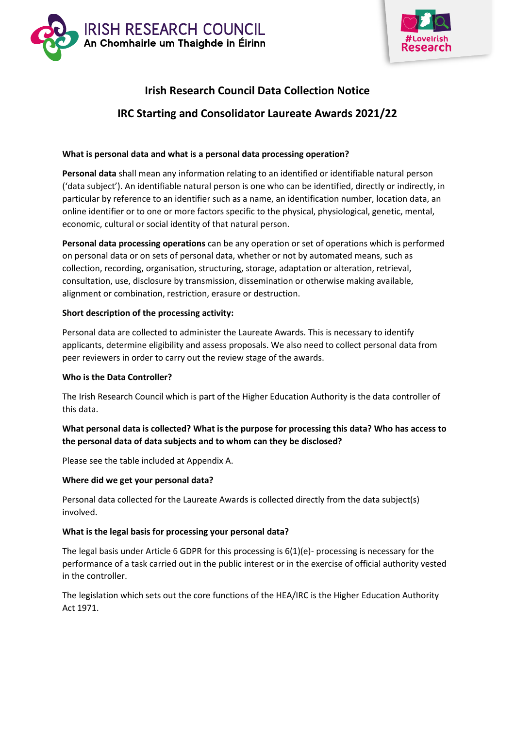IRISH RESEARCH COUNCIL
An Chomhairle um Thaighde in Éirinn

#LoveIrish Research

# Irish Research Council Data Collection Notice

## IRC Starting and Consolidator Laureate Awards 2021/22

**What is personal data and what is a personal data processing operation?**

**Personal data** shall mean any information relating to an identified or identifiable natural person ('data subject'). An identifiable natural person is one who can be identified, directly or indirectly, in particular by reference to an identifier such as a name, an identification number, location data, an online identifier or to one or more factors specific to the physical, physiological, genetic, mental, economic, cultural or social identity of that natural person.

**Personal data processing operations** can be any operation or set of operations which is performed on personal data or on sets of personal data, whether or not by automated means, such as collection, recording, organisation, structuring, storage, adaptation or alteration, retrieval, consultation, use, disclosure by transmission, dissemination or otherwise making available, alignment or combination, restriction, erasure or destruction.

**Short description of the processing activity:**

Personal data are collected to administer the Laureate Awards. This is necessary to identify applicants, determine eligibility and assess proposals. We also need to collect personal data from peer reviewers in order to carry out the review stage of the awards.

**Who is the Data Controller?**

The Irish Research Council which is part of the Higher Education Authority is the data controller of this data.

**What personal data is collected? What is the purpose for processing this data? Who has access to the personal data of data subjects and to whom can they be disclosed?**

Please see the table included at Appendix A.

**Where did we get your personal data?**

Personal data collected for the Laureate Awards is collected directly from the data subject(s) involved.

**What is the legal basis for processing your personal data?**

The legal basis under Article 6 GDPR for this processing is 6(1)(e)- processing is necessary for the performance of a task carried out in the public interest or in the exercise of official authority vested in the controller.

The legislation which sets out the core functions of the HEA/IRC is the Higher Education Authority Act 1971.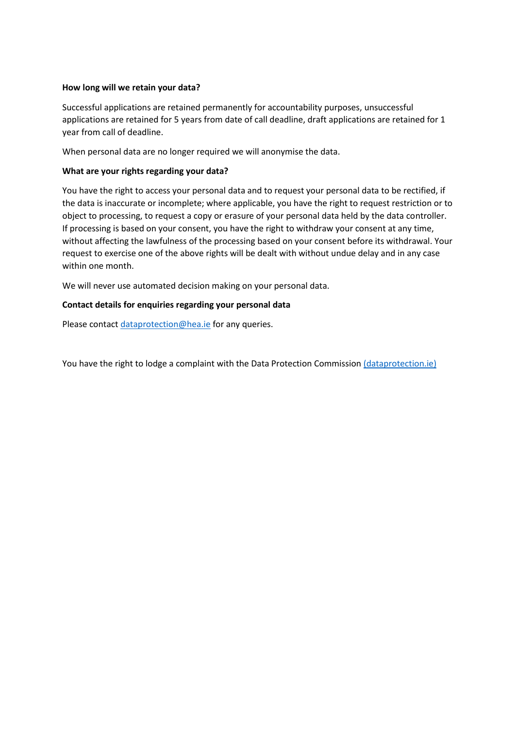**How long will we retain your data?**

Successful applications are retained permanently for accountability purposes, unsuccessful applications are retained for 5 years from date of call deadline, draft applications are retained for 1 year from call of deadline.

When personal data are no longer required we will anonymise the data.

**What are your rights regarding your data?**

You have the right to access your personal data and to request your personal data to be rectified, if the data is inaccurate or incomplete; where applicable, you have the right to request restriction or to object to processing, to request a copy or erasure of your personal data held by the data controller. If processing is based on your consent, you have the right to withdraw your consent at any time, without affecting the lawfulness of the processing based on your consent before its withdrawal. Your request to exercise one of the above rights will be dealt with without undue delay and in any case within one month.

We will never use automated decision making on your personal data.

**Contact details for enquiries regarding your personal data**

Please contact dataprotection@hea.ie for any queries.

You have the right to lodge a complaint with the Data Protection Commission (dataprotection.ie)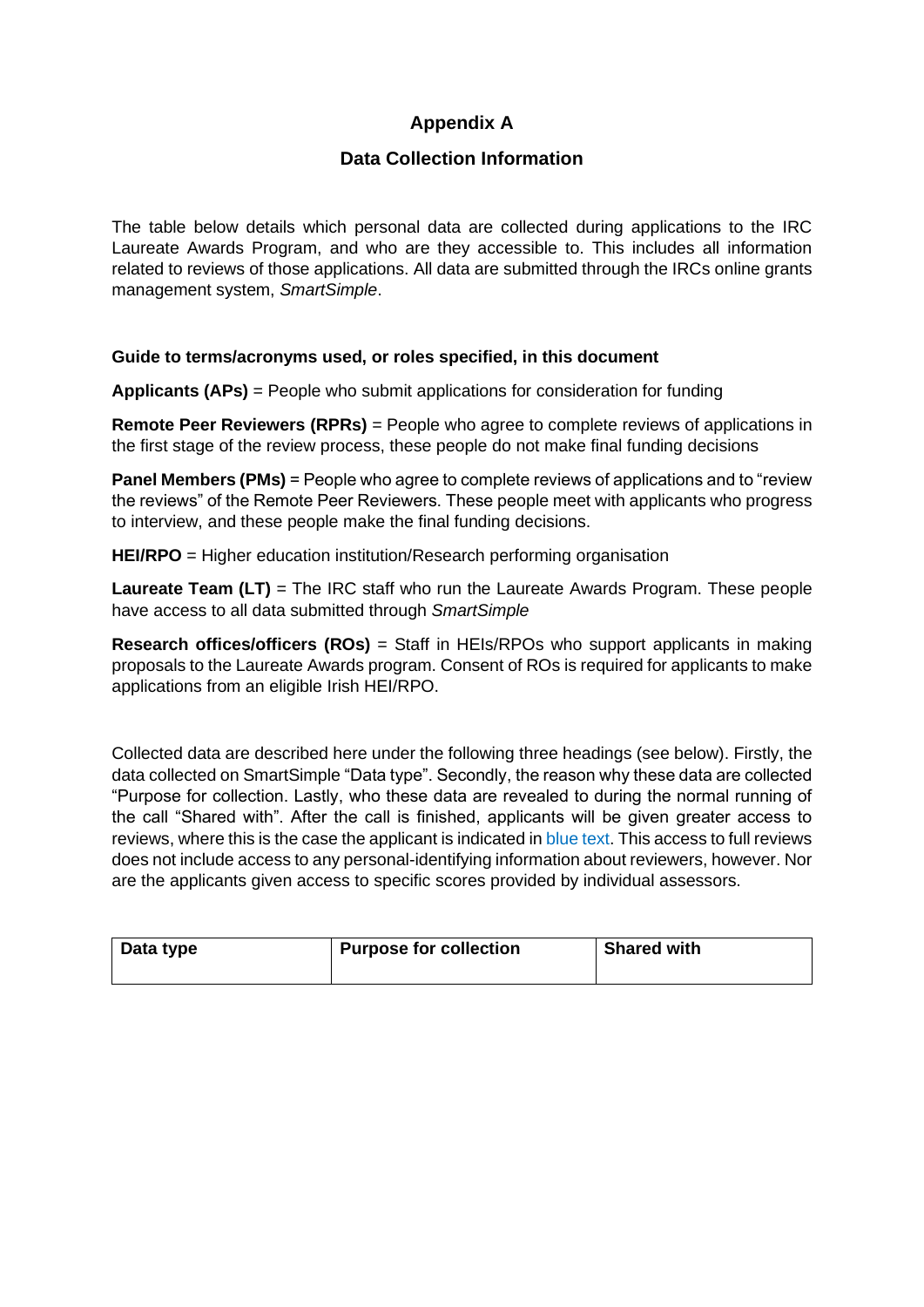## Appendix A

## Data Collection Information

The table below details which personal data are collected during applications to the IRC Laureate Awards Program, and who are they accessible to. This includes all information related to reviews of those applications. All data are submitted through the IRCs online grants management system, *SmartSimple*.

**Guide to terms/acronyms used, or roles specified, in this document**

**Applicants (APs)** = People who submit applications for consideration for funding

**Remote Peer Reviewers (RPRs)** = People who agree to complete reviews of applications in the first stage of the review process, these people do not make final funding decisions

**Panel Members (PMs)** = People who agree to complete reviews of applications and to "review the reviews" of the Remote Peer Reviewers. These people meet with applicants who progress to interview, and these people make the final funding decisions.

**HEI/RPO** = Higher education institution/Research performing organisation

**Laureate Team (LT)** = The IRC staff who run the Laureate Awards Program. These people have access to all data submitted through *SmartSimple*

**Research offices/officers (ROs)** = Staff in HEIs/RPOs who support applicants in making proposals to the Laureate Awards program. Consent of ROs is required for applicants to make applications from an eligible Irish HEI/RPO.

Collected data are described here under the following three headings (see below). Firstly, the data collected on SmartSimple "Data type". Secondly, the reason why these data are collected "Purpose for collection. Lastly, who these data are revealed to during the normal running of the call "Shared with". After the call is finished, applicants will be given greater access to reviews, where this is the case the applicant is indicated in blue text. This access to full reviews does not include access to any personal-identifying information about reviewers, however. Nor are the applicants given access to specific scores provided by individual assessors.

| Data type | Purpose for collection | Shared with |
|---|---|---|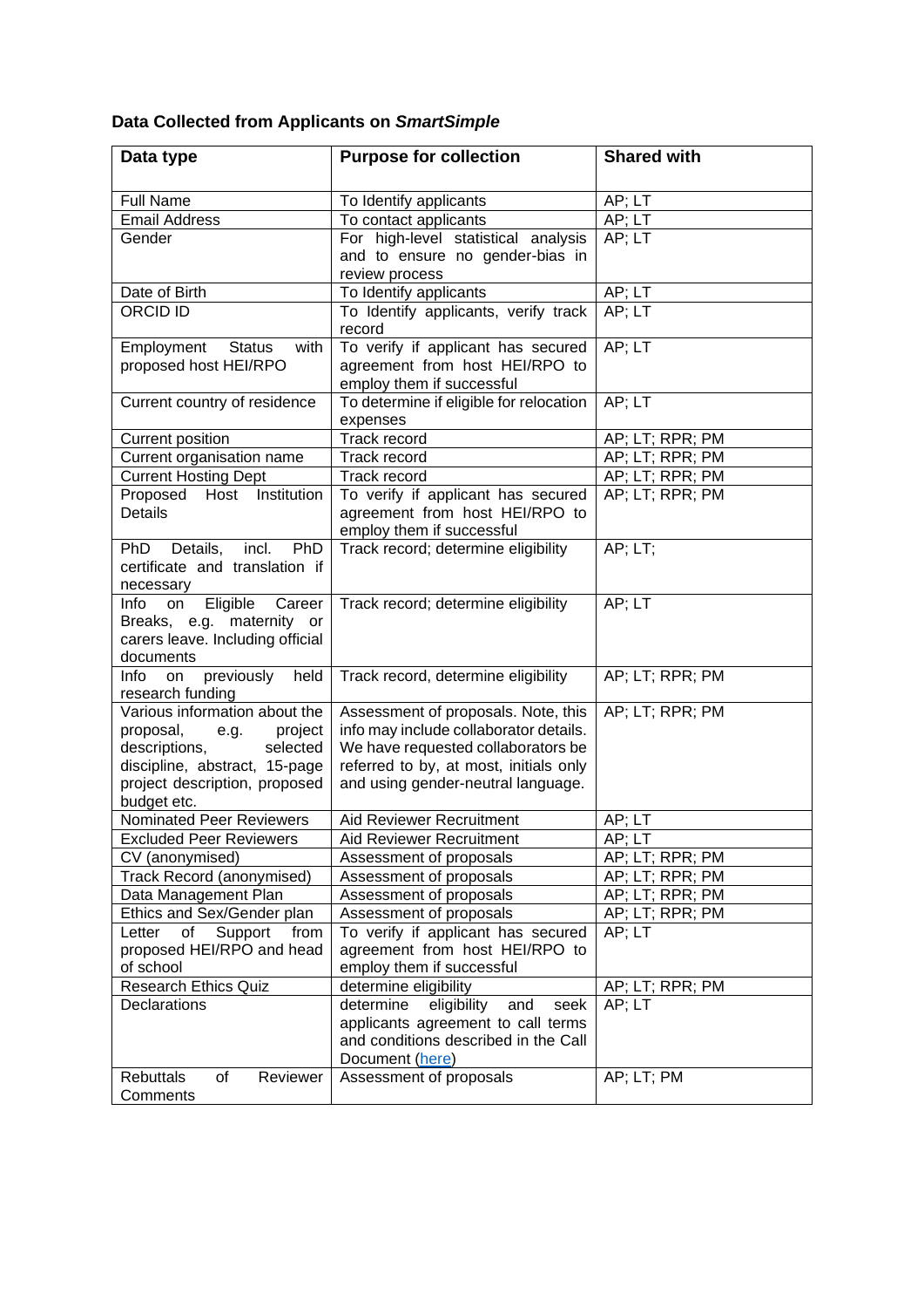**Data Collected from Applicants on *SmartSimple***

| Data type | Purpose for collection | Shared with |
|---|---|---|
| Full Name | To Identify applicants | AP; LT |
| Email Address | To contact applicants | AP; LT |
| Gender | For high-level statistical analysis and to ensure no gender-bias in review process | AP; LT |
| Date of Birth | To Identify applicants | AP; LT |
| ORCID ID | To Identify applicants, verify track record | AP; LT |
| Employment Status with proposed host HEI/RPO | To verify if applicant has secured agreement from host HEI/RPO to employ them if successful | AP; LT |
| Current country of residence | To determine if eligible for relocation expenses | AP; LT |
| Current position | Track record | AP; LT; RPR; PM |
| Current organisation name | Track record | AP; LT; RPR; PM |
| Current Hosting Dept | Track record | AP; LT; RPR; PM |
| Proposed Host Institution Details | To verify if applicant has secured agreement from host HEI/RPO to employ them if successful | AP; LT; RPR; PM |
| PhD Details, incl. PhD certificate and translation if necessary | Track record; determine eligibility | AP; LT; |
| Info on Eligible Career Breaks, e.g. maternity or carers leave. Including official documents | Track record; determine eligibility | AP; LT |
| Info on previously held research funding | Track record, determine eligibility | AP; LT; RPR; PM |
| Various information about the proposal, e.g. project descriptions, selected discipline, abstract, 15-page project description, proposed budget etc. | Assessment of proposals. Note, this info may include collaborator details. We have requested collaborators be referred to by, at most, initials only and using gender-neutral language. | AP; LT; RPR; PM |
| Nominated Peer Reviewers | Aid Reviewer Recruitment | AP; LT |
| Excluded Peer Reviewers | Aid Reviewer Recruitment | AP; LT |
| CV (anonymised) | Assessment of proposals | AP; LT; RPR; PM |
| Track Record (anonymised) | Assessment of proposals | AP; LT; RPR; PM |
| Data Management Plan | Assessment of proposals | AP; LT; RPR; PM |
| Ethics and Sex/Gender plan | Assessment of proposals | AP; LT; RPR; PM |
| Letter of Support from proposed HEI/RPO and head of school | To verify if applicant has secured agreement from host HEI/RPO to employ them if successful | AP; LT |
| Research Ethics Quiz | determine eligibility | AP; LT; RPR; PM |
| Declarations | determine eligibility and seek applicants agreement to call terms and conditions described in the Call Document (here) | AP; LT |
| Rebuttals of Reviewer Comments | Assessment of proposals | AP; LT; PM |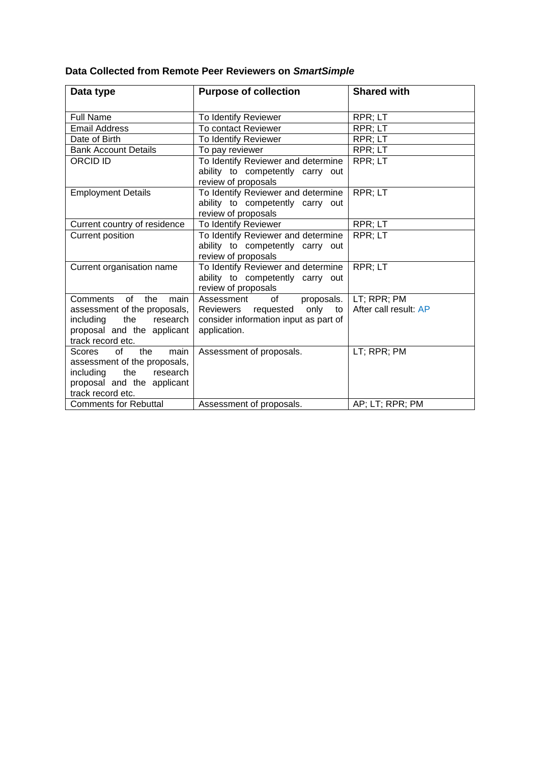**Data Collected from Remote Peer Reviewers on *SmartSimple***

| Data type | Purpose of collection | Shared with |
|---|---|---|
| Full Name | To Identify Reviewer | RPR; LT |
| Email Address | To contact Reviewer | RPR; LT |
| Date of Birth | To Identify Reviewer | RPR; LT |
| Bank Account Details | To pay reviewer | RPR; LT |
| ORCID ID | To Identify Reviewer and determine ability to competently carry out review of proposals | RPR; LT |
| Employment Details | To Identify Reviewer and determine ability to competently carry out review of proposals | RPR; LT |
| Current country of residence | To Identify Reviewer | RPR; LT |
| Current position | To Identify Reviewer and determine ability to competently carry out review of proposals | RPR; LT |
| Current organisation name | To Identify Reviewer and determine ability to competently carry out review of proposals | RPR; LT |
| Comments of the main assessment of the proposals, including the research proposal and the applicant track record etc. | Assessment of proposals. Reviewers requested only to consider information input as part of application. | LT; RPR; PM After call result: AP |
| Scores of the main assessment of the proposals, including the research proposal and the applicant track record etc. | Assessment of proposals. | LT; RPR; PM |
| Comments for Rebuttal | Assessment of proposals. | AP; LT; RPR; PM |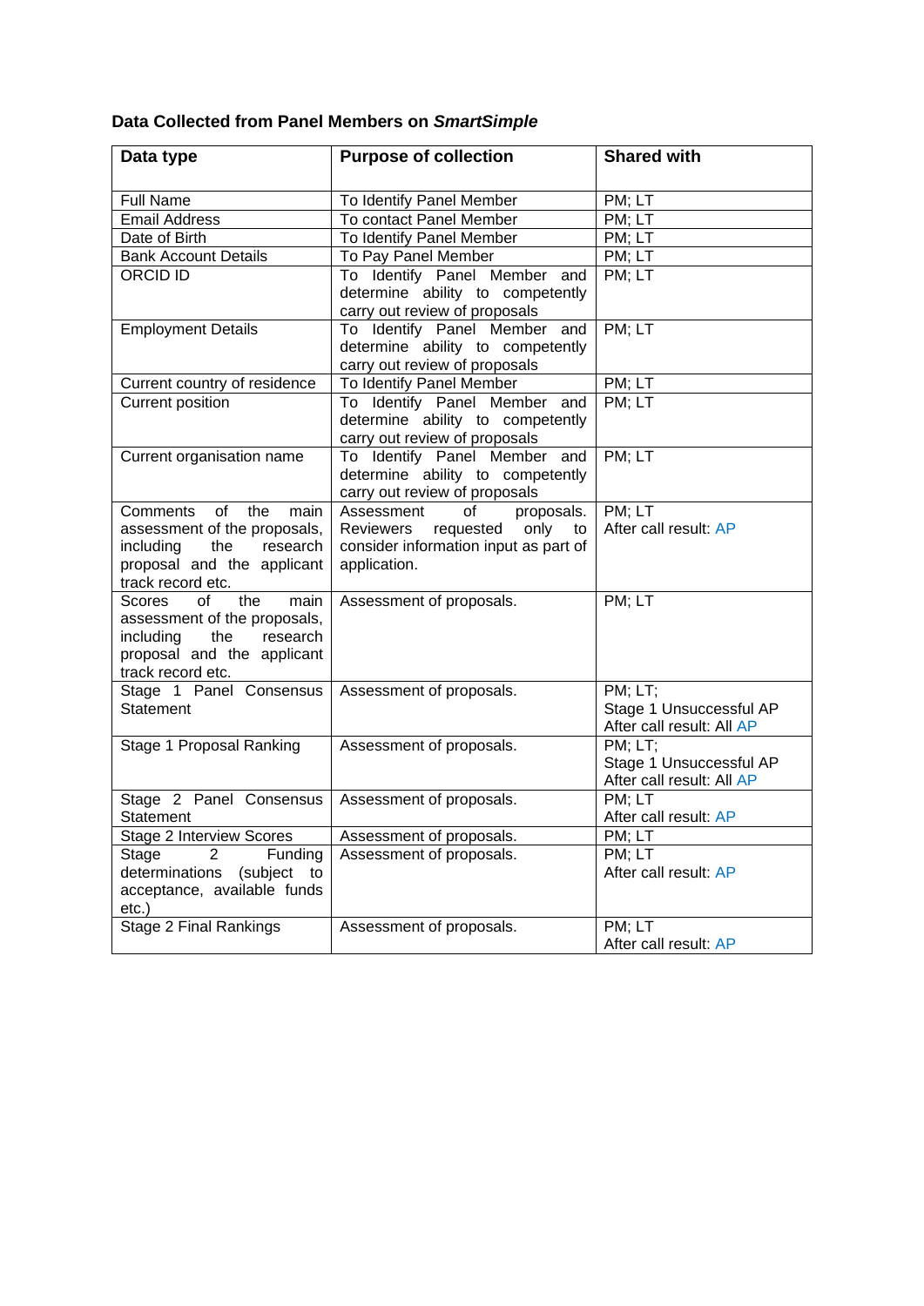**Data Collected from Panel Members on *SmartSimple***

| Data type | Purpose of collection | Shared with |
|---|---|---|
| Full Name | To Identify Panel Member | PM; LT |
| Email Address | To contact Panel Member | PM; LT |
| Date of Birth | To Identify Panel Member | PM; LT |
| Bank Account Details | To Pay Panel Member | PM; LT |
| ORCID ID | To Identify Panel Member and determine ability to competently carry out review of proposals | PM; LT |
| Employment Details | To Identify Panel Member and determine ability to competently carry out review of proposals | PM; LT |
| Current country of residence | To Identify Panel Member | PM; LT |
| Current position | To Identify Panel Member and determine ability to competently carry out review of proposals | PM; LT |
| Current organisation name | To Identify Panel Member and determine ability to competently carry out review of proposals | PM; LT |
| Comments of the main assessment of the proposals, including the research proposal and the applicant track record etc. | Assessment of proposals. Reviewers requested only to consider information input as part of application. | PM; LT<br>After call result: AP |
| Scores of the main assessment of the proposals, including the research proposal and the applicant track record etc. | Assessment of proposals. | PM; LT |
| Stage 1 Panel Consensus Statement | Assessment of proposals. | PM; LT;<br>Stage 1 Unsuccessful AP<br>After call result: All AP |
| Stage 1 Proposal Ranking | Assessment of proposals. | PM; LT;<br>Stage 1 Unsuccessful AP<br>After call result: All AP |
| Stage 2 Panel Consensus Statement | Assessment of proposals. | PM; LT<br>After call result: AP |
| Stage 2 Interview Scores | Assessment of proposals. | PM; LT |
| Stage 2 Funding determinations (subject to acceptance, available funds etc.) | Assessment of proposals. | PM; LT<br>After call result: AP |
| Stage 2 Final Rankings | Assessment of proposals. | PM; LT<br>After call result: AP |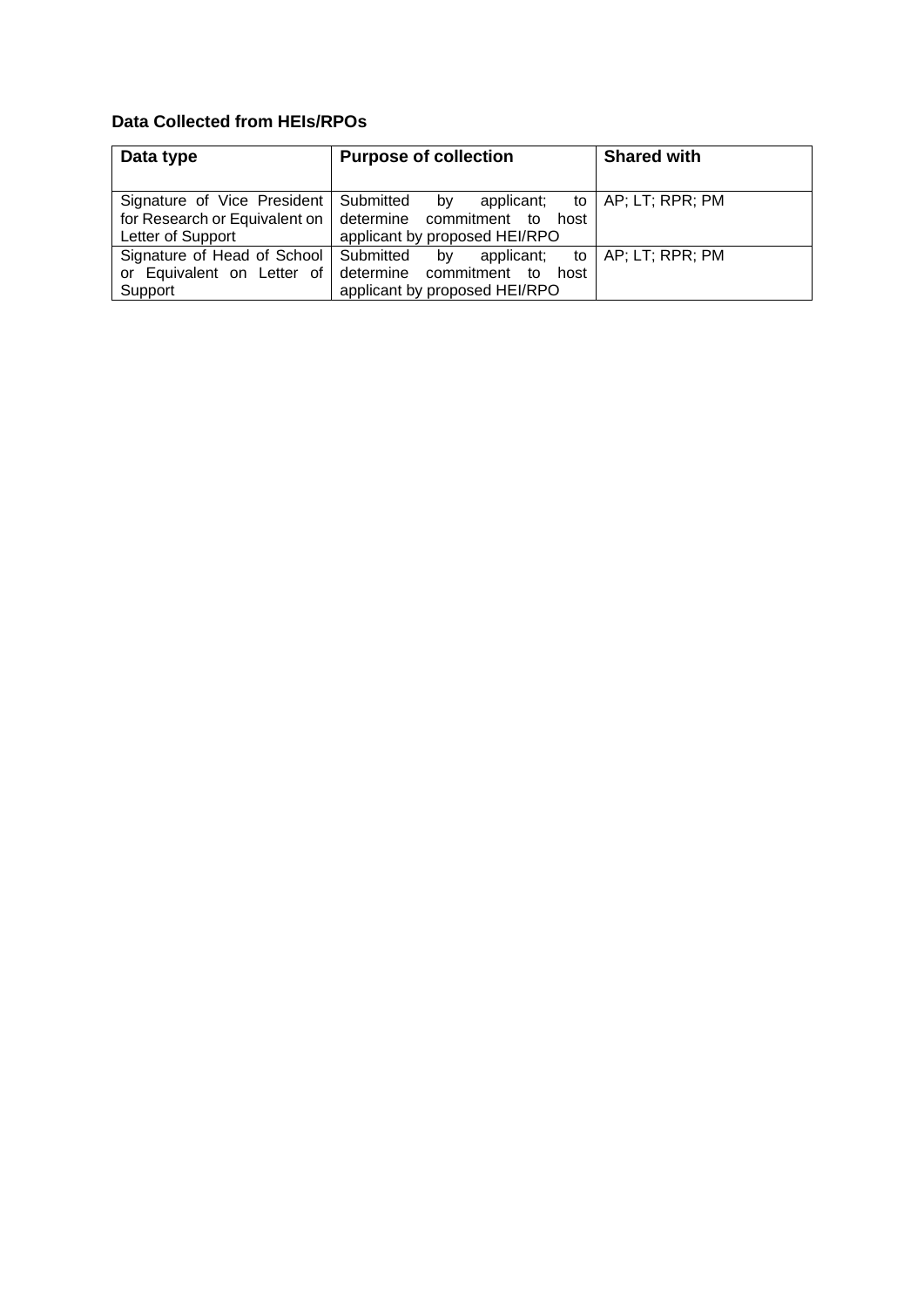**Data Collected from HEIs/RPOs**

| Data type | Purpose of collection | Shared with |
| --- | --- | --- |
| Signature of Vice President for Research or Equivalent on Letter of Support | Submitted by applicant; to determine commitment to host applicant by proposed HEI/RPO | AP; LT; RPR; PM |
| Signature of Head of School or Equivalent on Letter of Support | Submitted by applicant; to determine commitment to host applicant by proposed HEI/RPO | AP; LT; RPR; PM |